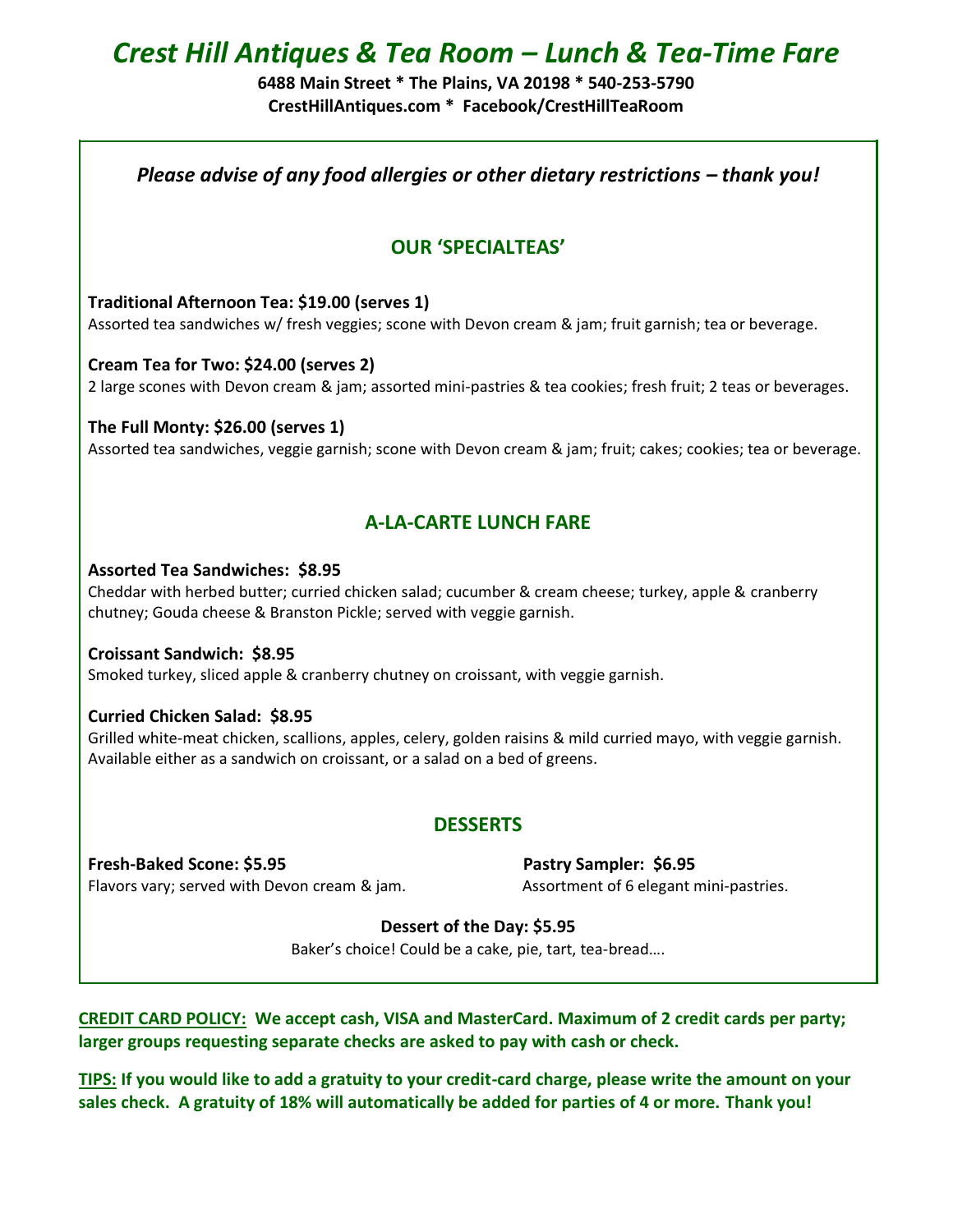# *Crest Hill Antiques & Tea Room – Lunch & Tea-Time Fare*

**6488 Main Street * The Plains, VA 20198 * 540-253-5790**
**CrestHillAntiques.com * Facebook/CrestHillTeaRoom**

***Please advise of any food allergies or other dietary restrictions – thank you!***

## OUR 'SPECIALTEAS'

**Traditional Afternoon Tea: $19.00 (serves 1)**
Assorted tea sandwiches w/ fresh veggies; scone with Devon cream & jam; fruit garnish; tea or beverage.

**Cream Tea for Two: $24.00 (serves 2)**
2 large scones with Devon cream & jam; assorted mini-pastries & tea cookies; fresh fruit; 2 teas or beverages.

**The Full Monty: $26.00 (serves 1)**
Assorted tea sandwiches, veggie garnish; scone with Devon cream & jam; fruit; cakes; cookies; tea or beverage.

## A-LA-CARTE LUNCH FARE

**Assorted Tea Sandwiches: $8.95**
Cheddar with herbed butter; curried chicken salad; cucumber & cream cheese; turkey, apple & cranberry chutney; Gouda cheese & Branston Pickle; served with veggie garnish.

**Croissant Sandwich: $8.95**
Smoked turkey, sliced apple & cranberry chutney on croissant, with veggie garnish.

**Curried Chicken Salad: $8.95**
Grilled white-meat chicken, scallions, apples, celery, golden raisins & mild curried mayo, with veggie garnish. Available either as a sandwich on croissant, or a salad on a bed of greens.

## DESSERTS

**Fresh-Baked Scone: $5.95**
Flavors vary; served with Devon cream & jam.

**Pastry Sampler: $6.95**
Assortment of 6 elegant mini-pastries.

**Dessert of the Day: $5.95**
Baker's choice! Could be a cake, pie, tart, tea-bread….

**CREDIT CARD POLICY: We accept cash, VISA and MasterCard. Maximum of 2 credit cards per party; larger groups requesting separate checks are asked to pay with cash or check.**

**TIPS: If you would like to add a gratuity to your credit-card charge, please write the amount on your sales check. A gratuity of 18% will automatically be added for parties of 4 or more. Thank you!**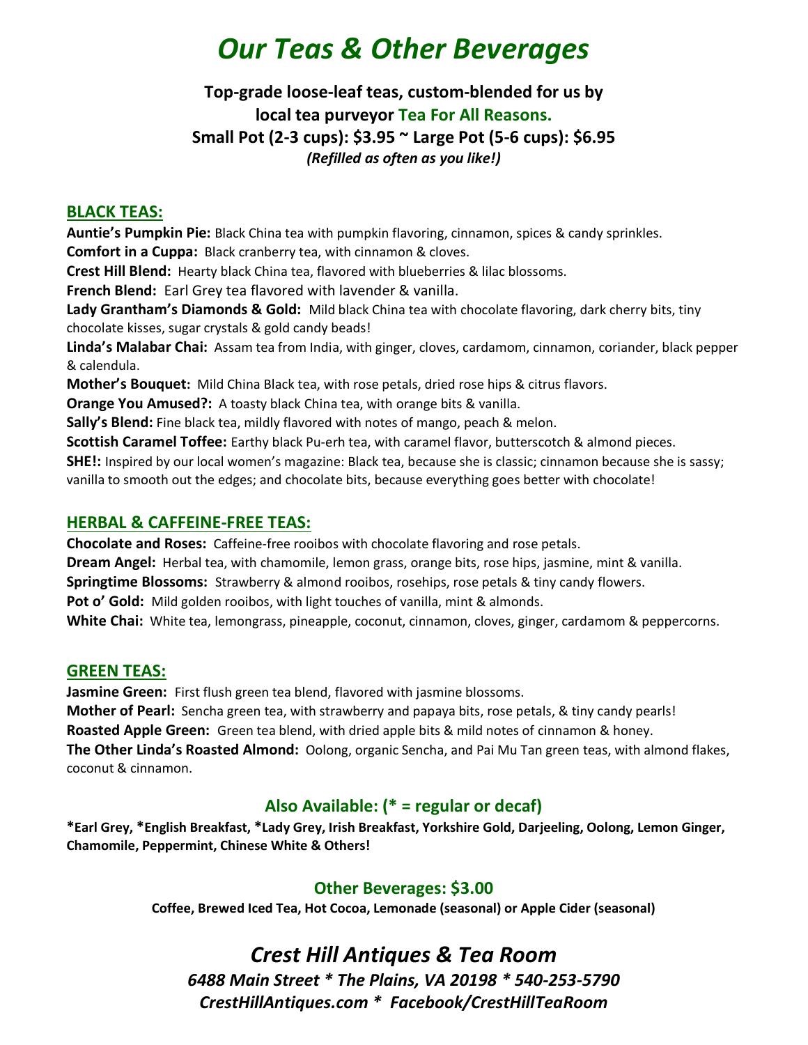# *Our Teas & Other Beverages*

**Top-grade loose-leaf teas, custom-blended for us by local tea purveyor Tea For All Reasons.**
**Small Pot (2-3 cups): $3.95 ~ Large Pot (5-6 cups): $6.95**
***(Refilled as often as you like!)***

## BLACK TEAS:

**Auntie's Pumpkin Pie:** Black China tea with pumpkin flavoring, cinnamon, spices & candy sprinkles.
**Comfort in a Cuppa:** Black cranberry tea, with cinnamon & cloves.
**Crest Hill Blend:** Hearty black China tea, flavored with blueberries & lilac blossoms.
**French Blend:** Earl Grey tea flavored with lavender & vanilla.
**Lady Grantham's Diamonds & Gold:** Mild black China tea with chocolate flavoring, dark cherry bits, tiny chocolate kisses, sugar crystals & gold candy beads!
**Linda's Malabar Chai:** Assam tea from India, with ginger, cloves, cardamom, cinnamon, coriander, black pepper & calendula.
**Mother's Bouquet:** Mild China Black tea, with rose petals, dried rose hips & citrus flavors.
**Orange You Amused?:** A toasty black China tea, with orange bits & vanilla.
**Sally's Blend:** Fine black tea, mildly flavored with notes of mango, peach & melon.
**Scottish Caramel Toffee:** Earthy black Pu-erh tea, with caramel flavor, butterscotch & almond pieces.
**SHE!:** Inspired by our local women's magazine: Black tea, because she is classic; cinnamon because she is sassy; vanilla to smooth out the edges; and chocolate bits, because everything goes better with chocolate!

## HERBAL & CAFFEINE-FREE TEAS:

**Chocolate and Roses:** Caffeine-free rooibos with chocolate flavoring and rose petals.
**Dream Angel:** Herbal tea, with chamomile, lemon grass, orange bits, rose hips, jasmine, mint & vanilla.
**Springtime Blossoms:** Strawberry & almond rooibos, rosehips, rose petals & tiny candy flowers.
**Pot o' Gold:** Mild golden rooibos, with light touches of vanilla, mint & almonds.
**White Chai:** White tea, lemongrass, pineapple, coconut, cinnamon, cloves, ginger, cardamom & peppercorns.

## GREEN TEAS:

**Jasmine Green:** First flush green tea blend, flavored with jasmine blossoms.
**Mother of Pearl:** Sencha green tea, with strawberry and papaya bits, rose petals, & tiny candy pearls!
**Roasted Apple Green:** Green tea blend, with dried apple bits & mild notes of cinnamon & honey.
**The Other Linda's Roasted Almond:** Oolong, organic Sencha, and Pai Mu Tan green teas, with almond flakes, coconut & cinnamon.

## Also Available: (* = regular or decaf)

**\*Earl Grey, \*English Breakfast, \*Lady Grey, Irish Breakfast, Yorkshire Gold, Darjeeling, Oolong, Lemon Ginger, Chamomile, Peppermint, Chinese White & Others!**

## Other Beverages: $3.00

**Coffee, Brewed Iced Tea, Hot Cocoa, Lemonade (seasonal) or Apple Cider (seasonal)**

## *Crest Hill Antiques & Tea Room*

***6488 Main Street * The Plains, VA 20198 * 540-253-5790***
***CrestHillAntiques.com * Facebook/CrestHillTeaRoom***